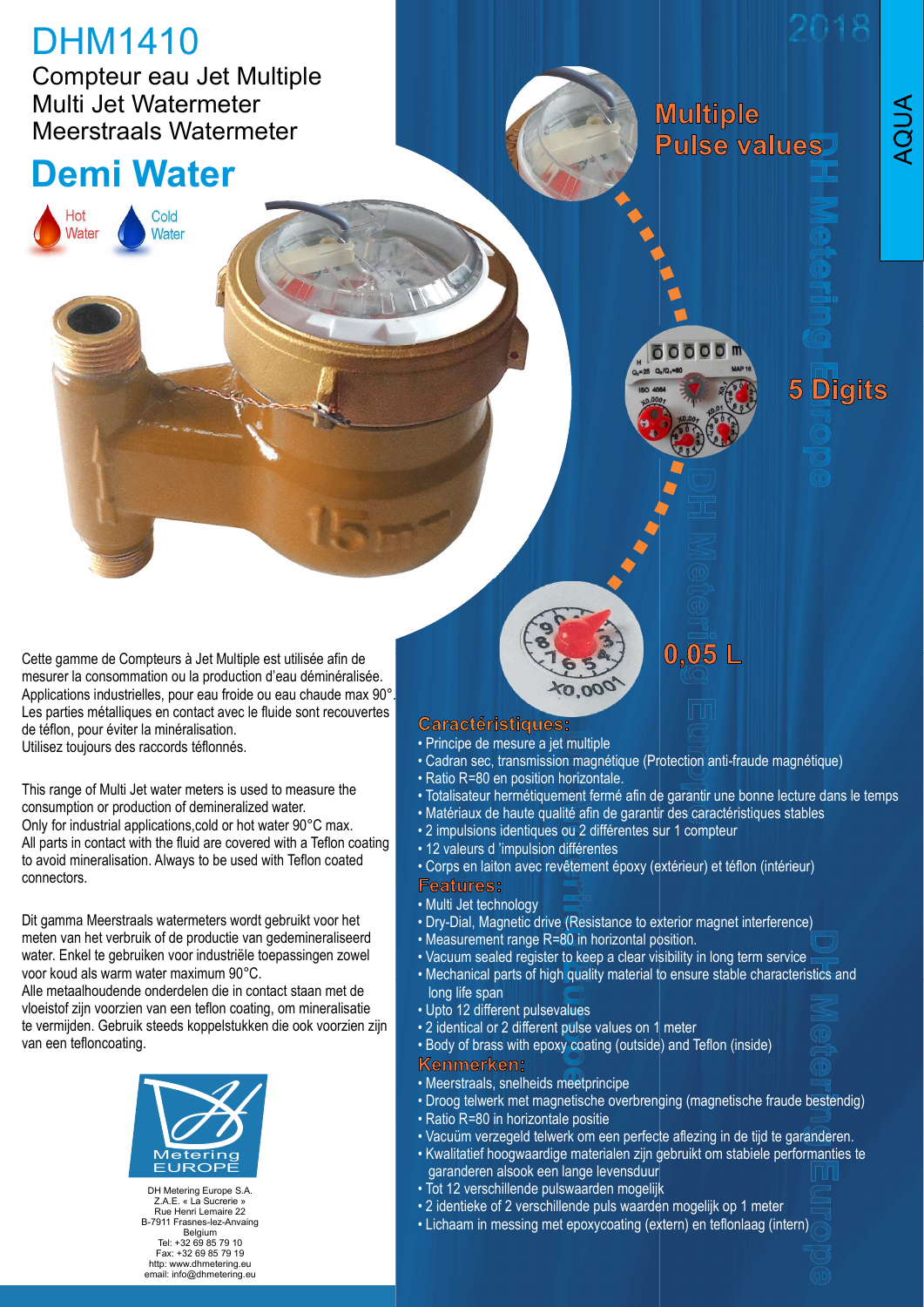# DHM1410

Compteur eau Jet Multiple
Multi Jet Watermeter
Meerstraals Watermeter

## Demi Water

Hot Water · Cold Water

2018

AQUA

**Multiple Pulse values**

**5 Digits**

**0,05 L**

Cette gamme de Compteurs à Jet Multiple est utilisée afin de mesurer la consommation ou la production d'eau déminéralisée. Applications industrielles, pour eau froide ou eau chaude max 90°. Les parties métalliques en contact avec le fluide sont recouvertes de téflon, pour éviter la minéralisation.
Utilisez toujours des raccords téflonnés.

This range of Multi Jet water meters is used to measure the consumption or production of demineralized water.
Only for industrial applications,cold or hot water 90°C max.
All parts in contact with the fluid are covered with a Teflon coating to avoid mineralisation. Always to be used with Teflon coated connectors.

Dit gamma Meerstraals watermeters wordt gebruikt voor het meten van het verbruik of de productie van gedemineraliseerd water. Enkel te gebruiken voor industriële toepassingen zowel voor koud als warm water maximum 90°C.
Alle metaalhoudende onderdelen die in contact staan met de vloeistof zijn voorzien van een teflon coating, om mineralisatie te vermijden. Gebruik steeds koppelstukken die ook voorzien zijn van een tefloncoating.

### Caractéristiques:

- Principe de mesure a jet multiple
- Cadran sec, transmission magnétique (Protection anti-fraude magnétique)
- Ratio R=80 en position horizontale.
- Totalisateur hermétiquement fermé afin de garantir une bonne lecture dans le temps
- Matériaux de haute qualité afin de garantir des caractéristiques stables
- 2 impulsions identiques ou 2 différentes sur 1 compteur
- 12 valeurs d 'impulsion différentes
- Corps en laiton avec revêtement époxy (extérieur) et téflon (intérieur)

### Features:

- Multi Jet technology
- Dry-Dial, Magnetic drive (Resistance to exterior magnet interference)
- Measurement range R=80 in horizontal position.
- Vacuum sealed register to keep a clear visibility in long term service
- Mechanical parts of high quality material to ensure stable characteristics and long life span
- Upto 12 different pulsevalues
- 2 identical or 2 different pulse values on 1 meter
- Body of brass with epoxy coating (outside) and Teflon (inside)

### Kenmerken:

- Meerstraals, snelheids meetprincipe
- Droog telwerk met magnetische overbrenging (magnetische fraude bestendig)
- Ratio R=80 in horizontale positie
- Vacuüm verzegeld telwerk om een perfecte aflezing in de tijd te garanderen.
- Kwalitatief hoogwaardige materialen zijn gebruikt om stabiele performanties te garanderen alsook een lange levensduur
- Tot 12 verschillende pulswaarden mogelijk
- 2 identieke of 2 verschillende puls waarden mogelijk op 1 meter
- Lichaam in messing met epoxycoating (extern) en teflonlaag (intern)

Metering EUROPE

DH Metering Europe S.A.
Z.A.E. « La Sucrerie »
Rue Henri Lemaire 22
B-7911 Frasnes-lez-Anvaing
Belgium
Tel: +32 69 85 79 10
Fax: +32 69 85 79 19
http: www.dhmetering.eu
email: info@dhmetering.eu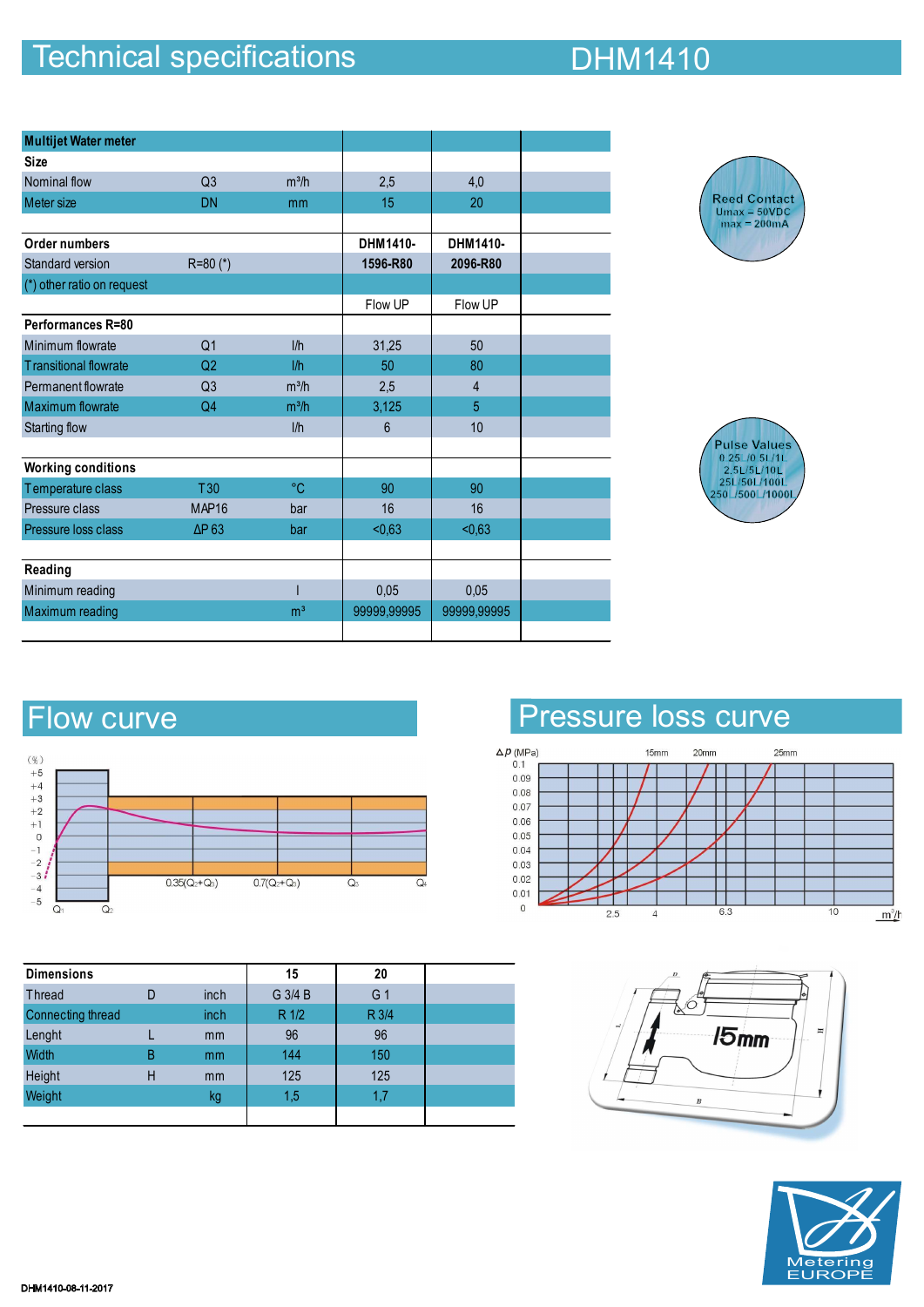# Technical specifications DHM1410

| Multijet Water meter | | | | | |
|---|---|---|---|---|---|
| **Size** | | | | | |
| Nominal flow | Q3 | m³/h | 2,5 | 4,0 | |
| Meter size | DN | mm | 15 | 20 | |
| | | | | | |
| **Order numbers** | | | **DHM1410-** | **DHM1410-** | |
| Standard version | R=80 (*) | | **1596-R80** | **2096-R80** | |
| (*) other ratio on request | | | | | |
| | | | Flow UP | Flow UP | |
| **Performances R=80** | | | | | |
| Minimum flowrate | Q1 | l/h | 31,25 | 50 | |
| Transitional flowrate | Q2 | l/h | 50 | 80 | |
| Permanent flowrate | Q3 | m³/h | 2,5 | 4 | |
| Maximum flowrate | Q4 | m³/h | 3,125 | 5 | |
| Starting flow | | l/h | 6 | 10 | |
| | | | | | |
| **Working conditions** | | | | | |
| Temperature class | T30 | °C | 90 | 90 | |
| Pressure class | MAP16 | bar | 16 | 16 | |
| Pressure loss class | ΔP 63 | bar | <0,63 | <0,63 | |
| | | | | | |
| **Reading** | | | | | |
| Minimum reading | | l | 0,05 | 0,05 | |
| Maximum reading | | m³ | 99999,99995 | 99999,99995 | |

Reed Contact
Umax = 50VDC
max = 200mA

Pulse Values
0.25L/0.5L/1L
2,5L/5L/10L
25L/50L/100L
250L/500L/1000L

## Flow curve

(%)
+5
+4
+3
+2
+1
0
-1
-2
-3
-4
-5
$Q_1$ $Q_2$ $0.35(Q_2+Q_3)$ $0.7(Q_2+Q_3)$ $Q_3$ $Q_4$

## Pressure loss curve

$\Delta p$ (MPa)
0.1
0.09
0.08
0.07
0.06
0.05
0.04
0.03
0.02
0.01
0
15mm 20mm 25mm
2.5 4 6.3 10 m³/h

| Dimensions | | | 15 | 20 | |
|---|---|---|---|---|---|
| Thread | D | inch | G 3/4 B | G 1 | |
| Connecting thread | | inch | R 1/2 | R 3/4 | |
| Lenght | L | mm | 96 | 96 | |
| Width | B | mm | 144 | 150 | |
| Height | H | mm | 125 | 125 | |
| Weight | | kg | 1,5 | 1,7 | |

15mm

Metering EUROPE

DHM1410-08-11-2017